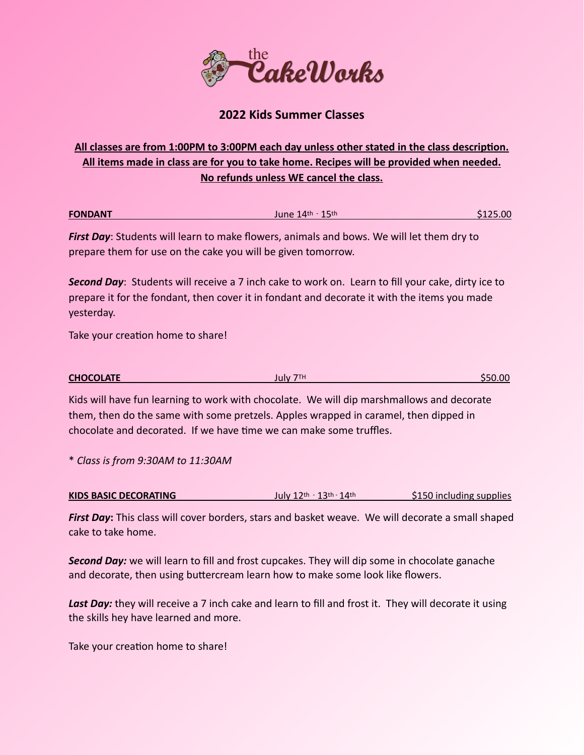the CakeWorks

## 2022 Kids Summer Classes

**All classes are from 1:00PM to 3:00PM each day unless other stated in the class description.**
**All items made in class are for you to take home. Recipes will be provided when needed.**
**No refunds unless WE cancel the class.**

**FONDANT** June 14th - 15th $125.00

***First Day***: Students will learn to make flowers, animals and bows. We will let them dry to prepare them for use on the cake you will be given tomorrow.

***Second Day***: Students will receive a 7 inch cake to work on. Learn to fill your cake, dirty ice to prepare it for the fondant, then cover it in fondant and decorate it with the items you made yesterday.

Take your creation home to share!

**CHOCOLATE** July 7TH $50.00

Kids will have fun learning to work with chocolate. We will dip marshmallows and decorate them, then do the same with some pretzels. Apples wrapped in caramel, then dipped in chocolate and decorated. If we have time we can make some truffles.

*\* Class is from 9:30AM to 11:30AM*

**KIDS BASIC DECORATING** July 12th - 13th - 14th $150 including supplies

***First Day*:** This class will cover borders, stars and basket weave. We will decorate a small shaped cake to take home.

***Second Day:*** we will learn to fill and frost cupcakes. They will dip some in chocolate ganache and decorate, then using buttercream learn how to make some look like flowers.

***Last Day:*** they will receive a 7 inch cake and learn to fill and frost it. They will decorate it using the skills hey have learned and more.

Take your creation home to share!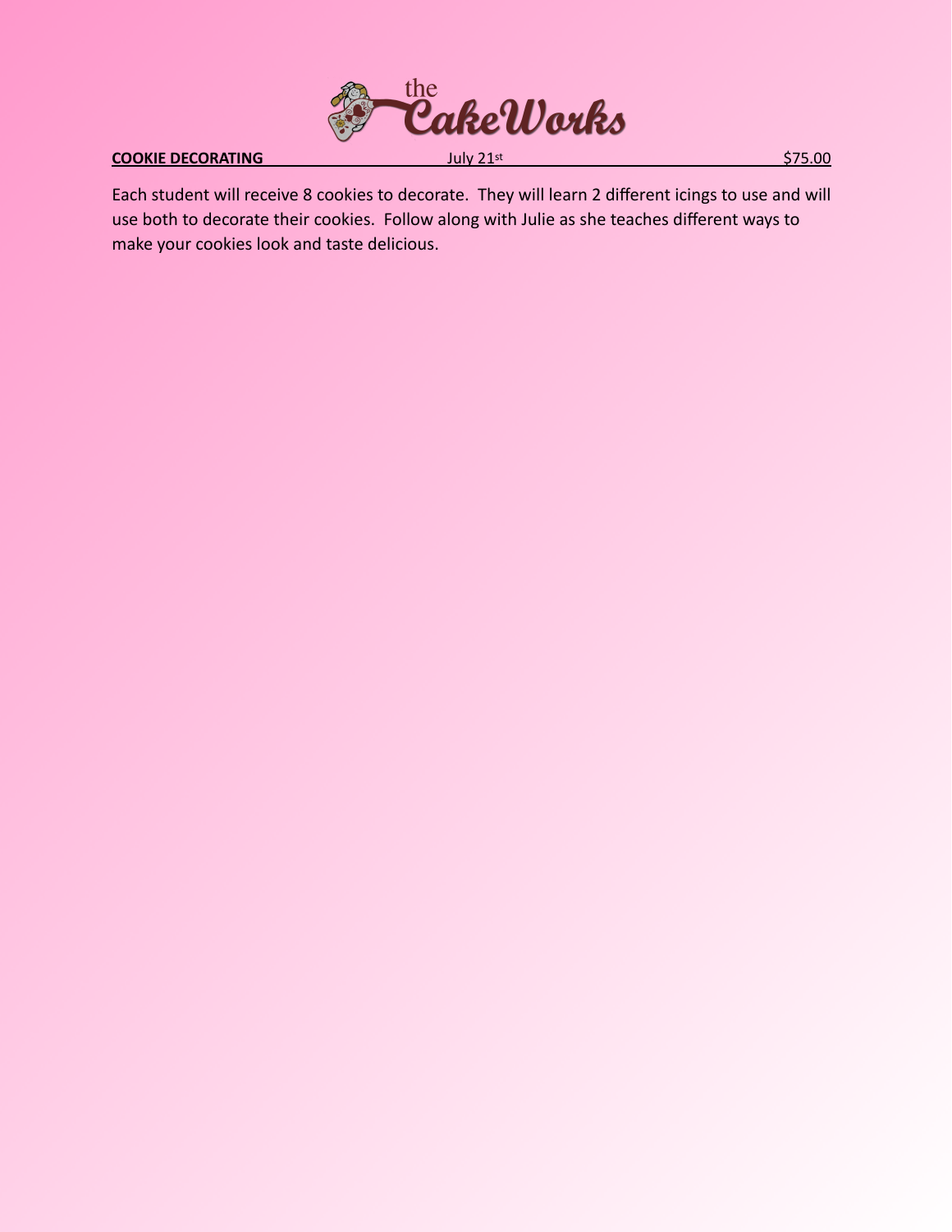**COOKIE DECORATING** July 21st $75.00

Each student will receive 8 cookies to decorate. They will learn 2 different icings to use and will use both to decorate their cookies. Follow along with Julie as she teaches different ways to make your cookies look and taste delicious.